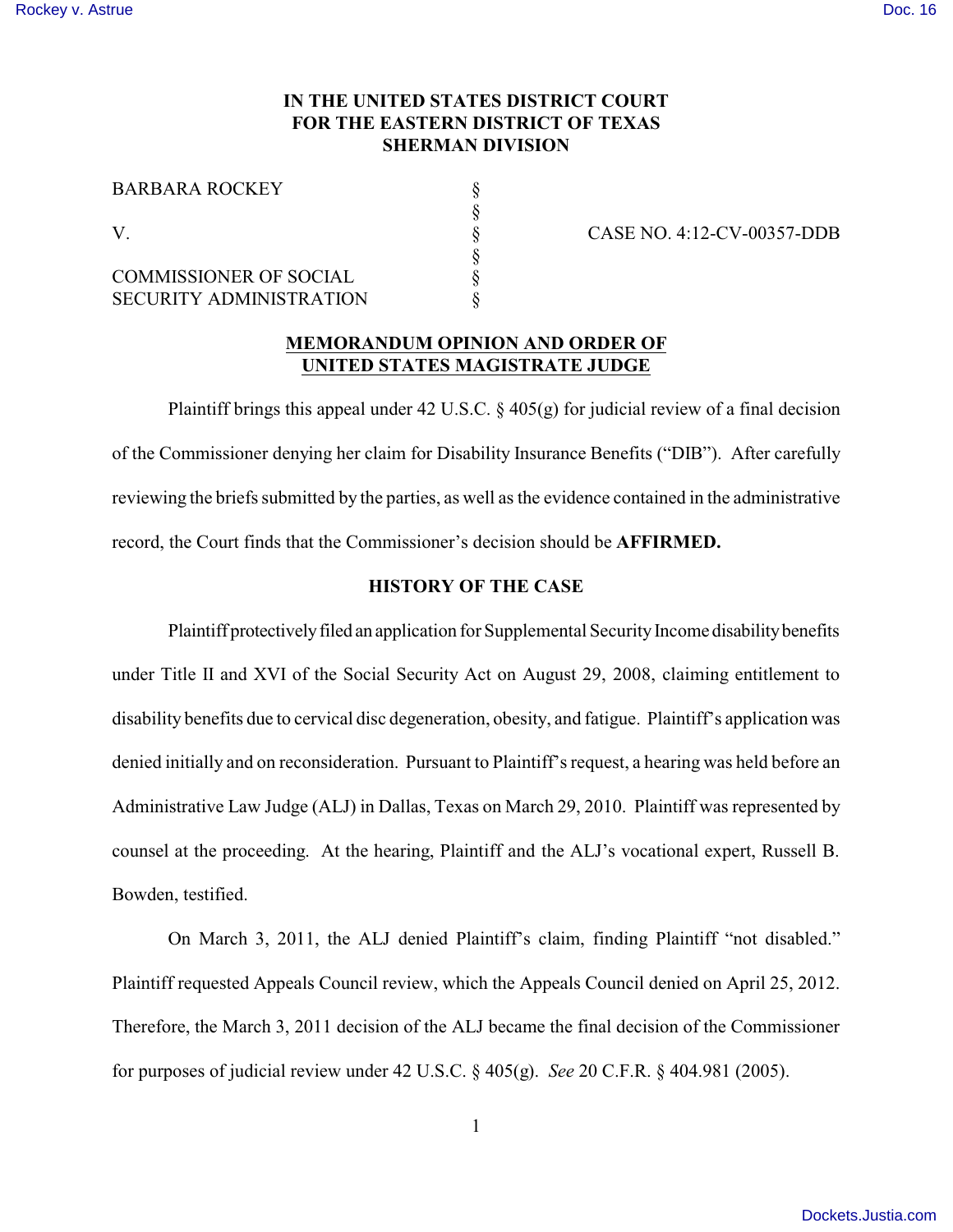**IN THE UNITED STATES DISTRICT COURT**
**FOR THE EASTERN DISTRICT OF TEXAS**
**SHERMAN DIVISION**

| | | |
|---|---|---|
| BARBARA ROCKEY | § | |
| | § | |
| V. | § | CASE NO. 4:12-CV-00357-DDB |
| | § | |
| COMMISSIONER OF SOCIAL SECURITY ADMINISTRATION | § | |
| | § | |

**MEMORANDUM OPINION AND ORDER OF UNITED STATES MAGISTRATE JUDGE**

Plaintiff brings this appeal under 42 U.S.C. § 405(g) for judicial review of a final decision of the Commissioner denying her claim for Disability Insurance Benefits ("DIB"). After carefully reviewing the briefs submitted by the parties, as well as the evidence contained in the administrative record, the Court finds that the Commissioner's decision should be **AFFIRMED.**

**HISTORY OF THE CASE**

Plaintiff protectively filed an application for Supplemental Security Income disability benefits under Title II and XVI of the Social Security Act on August 29, 2008, claiming entitlement to disability benefits due to cervical disc degeneration, obesity, and fatigue. Plaintiff's application was denied initially and on reconsideration. Pursuant to Plaintiff's request, a hearing was held before an Administrative Law Judge (ALJ) in Dallas, Texas on March 29, 2010. Plaintiff was represented by counsel at the proceeding. At the hearing, Plaintiff and the ALJ's vocational expert, Russell B. Bowden, testified.

On March 3, 2011, the ALJ denied Plaintiff's claim, finding Plaintiff "not disabled." Plaintiff requested Appeals Council review, which the Appeals Council denied on April 25, 2012. Therefore, the March 3, 2011 decision of the ALJ became the final decision of the Commissioner for purposes of judicial review under 42 U.S.C. § 405(g). *See* 20 C.F.R. § 404.981 (2005).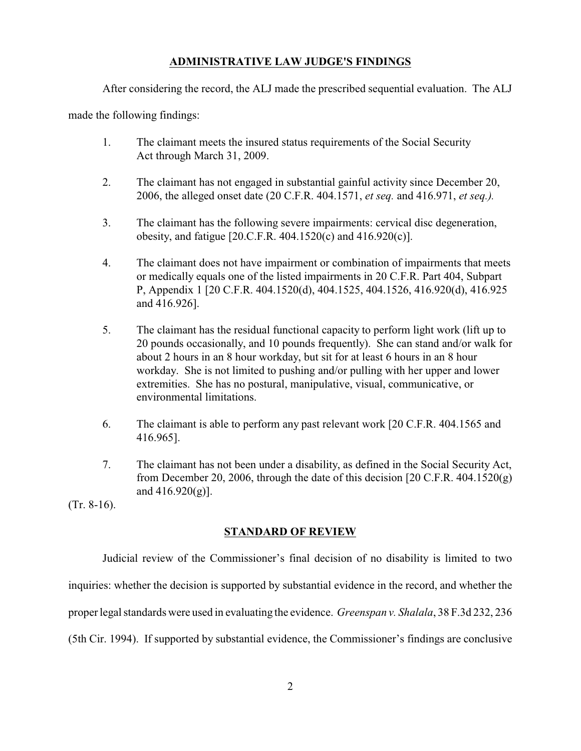## ADMINISTRATIVE LAW JUDGE'S FINDINGS

After considering the record, the ALJ made the prescribed sequential evaluation. The ALJ made the following findings:

1. The claimant meets the insured status requirements of the Social Security Act through March 31, 2009.

2. The claimant has not engaged in substantial gainful activity since December 20, 2006, the alleged onset date (20 C.F.R. 404.1571, *et seq.* and 416.971, *et seq.).*

3. The claimant has the following severe impairments: cervical disc degeneration, obesity, and fatigue [20.C.F.R. 404.1520(c) and 416.920(c)].

4. The claimant does not have impairment or combination of impairments that meets or medically equals one of the listed impairments in 20 C.F.R. Part 404, Subpart P, Appendix 1 [20 C.F.R. 404.1520(d), 404.1525, 404.1526, 416.920(d), 416.925 and 416.926].

5. The claimant has the residual functional capacity to perform light work (lift up to 20 pounds occasionally, and 10 pounds frequently). She can stand and/or walk for about 2 hours in an 8 hour workday, but sit for at least 6 hours in an 8 hour workday. She is not limited to pushing and/or pulling with her upper and lower extremities. She has no postural, manipulative, visual, communicative, or environmental limitations.

6. The claimant is able to perform any past relevant work [20 C.F.R. 404.1565 and 416.965].

7. The claimant has not been under a disability, as defined in the Social Security Act, from December 20, 2006, through the date of this decision [20 C.F.R. 404.1520(g) and 416.920(g)].

(Tr. 8-16).

## STANDARD OF REVIEW

Judicial review of the Commissioner's final decision of no disability is limited to two inquiries: whether the decision is supported by substantial evidence in the record, and whether the proper legal standards were used in evaluating the evidence. *Greenspan v. Shalala*, 38 F.3d 232, 236 (5th Cir. 1994). If supported by substantial evidence, the Commissioner's findings are conclusive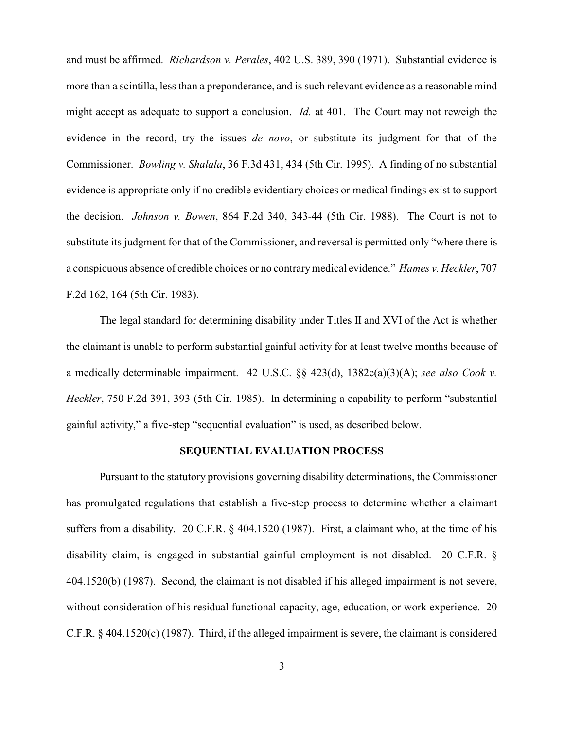and must be affirmed. *Richardson v. Perales*, 402 U.S. 389, 390 (1971). Substantial evidence is more than a scintilla, less than a preponderance, and is such relevant evidence as a reasonable mind might accept as adequate to support a conclusion. *Id.* at 401. The Court may not reweigh the evidence in the record, try the issues *de novo*, or substitute its judgment for that of the Commissioner. *Bowling v. Shalala*, 36 F.3d 431, 434 (5th Cir. 1995). A finding of no substantial evidence is appropriate only if no credible evidentiary choices or medical findings exist to support the decision. *Johnson v. Bowen*, 864 F.2d 340, 343-44 (5th Cir. 1988). The Court is not to substitute its judgment for that of the Commissioner, and reversal is permitted only "where there is a conspicuous absence of credible choices or no contrary medical evidence." *Hames v. Heckler*, 707 F.2d 162, 164 (5th Cir. 1983).

The legal standard for determining disability under Titles II and XVI of the Act is whether the claimant is unable to perform substantial gainful activity for at least twelve months because of a medically determinable impairment. 42 U.S.C. §§ 423(d), 1382c(a)(3)(A); *see also Cook v. Heckler*, 750 F.2d 391, 393 (5th Cir. 1985). In determining a capability to perform "substantial gainful activity," a five-step "sequential evaluation" is used, as described below.

## SEQUENTIAL EVALUATION PROCESS

Pursuant to the statutory provisions governing disability determinations, the Commissioner has promulgated regulations that establish a five-step process to determine whether a claimant suffers from a disability. 20 C.F.R. § 404.1520 (1987). First, a claimant who, at the time of his disability claim, is engaged in substantial gainful employment is not disabled. 20 C.F.R. § 404.1520(b) (1987). Second, the claimant is not disabled if his alleged impairment is not severe, without consideration of his residual functional capacity, age, education, or work experience. 20 C.F.R. § 404.1520(c) (1987). Third, if the alleged impairment is severe, the claimant is considered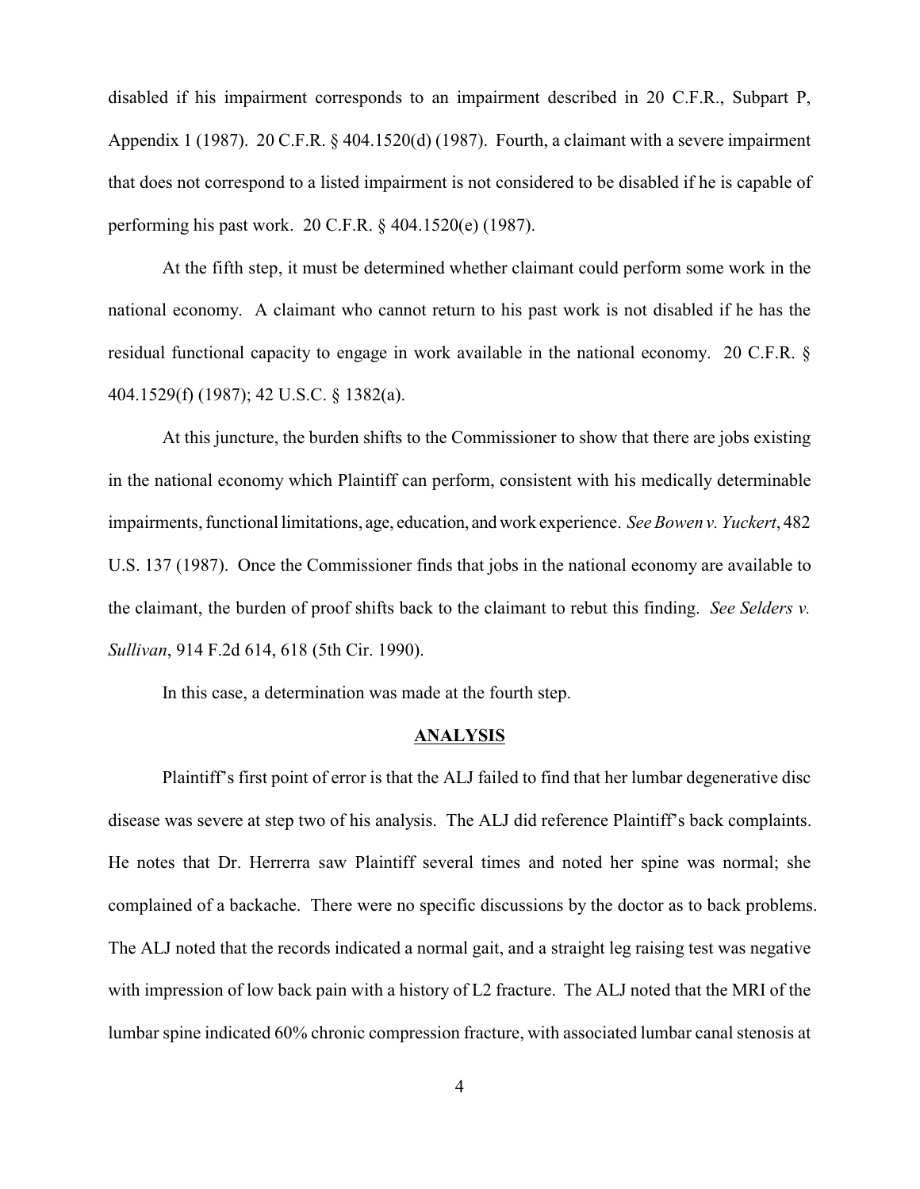disabled if his impairment corresponds to an impairment described in 20 C.F.R., Subpart P, Appendix 1 (1987). 20 C.F.R. § 404.1520(d) (1987). Fourth, a claimant with a severe impairment that does not correspond to a listed impairment is not considered to be disabled if he is capable of performing his past work. 20 C.F.R. § 404.1520(e) (1987).

At the fifth step, it must be determined whether claimant could perform some work in the national economy. A claimant who cannot return to his past work is not disabled if he has the residual functional capacity to engage in work available in the national economy. 20 C.F.R. § 404.1529(f) (1987); 42 U.S.C. § 1382(a).

At this juncture, the burden shifts to the Commissioner to show that there are jobs existing in the national economy which Plaintiff can perform, consistent with his medically determinable impairments, functional limitations, age, education, and work experience. *See Bowen v. Yuckert*, 482 U.S. 137 (1987). Once the Commissioner finds that jobs in the national economy are available to the claimant, the burden of proof shifts back to the claimant to rebut this finding. *See Selders v. Sullivan*, 914 F.2d 614, 618 (5th Cir. 1990).

In this case, a determination was made at the fourth step.

## ANALYSIS

Plaintiff's first point of error is that the ALJ failed to find that her lumbar degenerative disc disease was severe at step two of his analysis. The ALJ did reference Plaintiff's back complaints. He notes that Dr. Herrerra saw Plaintiff several times and noted her spine was normal; she complained of a backache. There were no specific discussions by the doctor as to back problems. The ALJ noted that the records indicated a normal gait, and a straight leg raising test was negative with impression of low back pain with a history of L2 fracture. The ALJ noted that the MRI of the lumbar spine indicated 60% chronic compression fracture, with associated lumbar canal stenosis at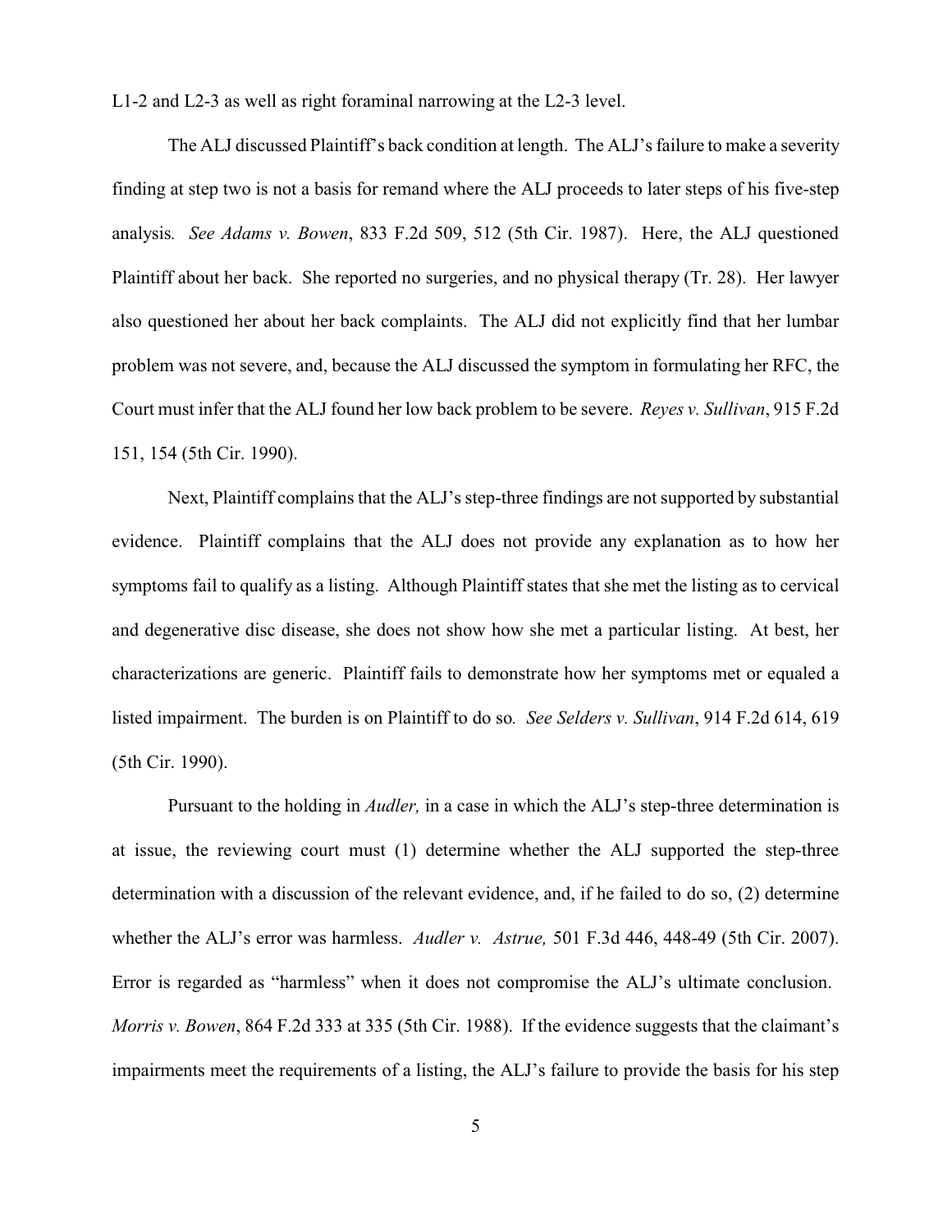L1-2 and L2-3 as well as right foraminal narrowing at the L2-3 level.

The ALJ discussed Plaintiff's back condition at length. The ALJ's failure to make a severity finding at step two is not a basis for remand where the ALJ proceeds to later steps of his five-step analysis*. See Adams v. Bowen*, 833 F.2d 509, 512 (5th Cir. 1987). Here, the ALJ questioned Plaintiff about her back. She reported no surgeries, and no physical therapy (Tr. 28). Her lawyer also questioned her about her back complaints. The ALJ did not explicitly find that her lumbar problem was not severe, and, because the ALJ discussed the symptom in formulating her RFC, the Court must infer that the ALJ found her low back problem to be severe. *Reyes v. Sullivan*, 915 F.2d 151, 154 (5th Cir. 1990).

Next, Plaintiff complains that the ALJ's step-three findings are not supported by substantial evidence. Plaintiff complains that the ALJ does not provide any explanation as to how her symptoms fail to qualify as a listing. Although Plaintiff states that she met the listing as to cervical and degenerative disc disease, she does not show how she met a particular listing. At best, her characterizations are generic. Plaintiff fails to demonstrate how her symptoms met or equaled a listed impairment. The burden is on Plaintiff to do so*. See Selders v. Sullivan*, 914 F.2d 614, 619 (5th Cir. 1990).

Pursuant to the holding in *Audler,* in a case in which the ALJ's step-three determination is at issue, the reviewing court must (1) determine whether the ALJ supported the step-three determination with a discussion of the relevant evidence, and, if he failed to do so, (2) determine whether the ALJ's error was harmless. *Audler v. Astrue,* 501 F.3d 446, 448-49 (5th Cir. 2007). Error is regarded as "harmless" when it does not compromise the ALJ's ultimate conclusion. *Morris v. Bowen*, 864 F.2d 333 at 335 (5th Cir. 1988). If the evidence suggests that the claimant's impairments meet the requirements of a listing, the ALJ's failure to provide the basis for his step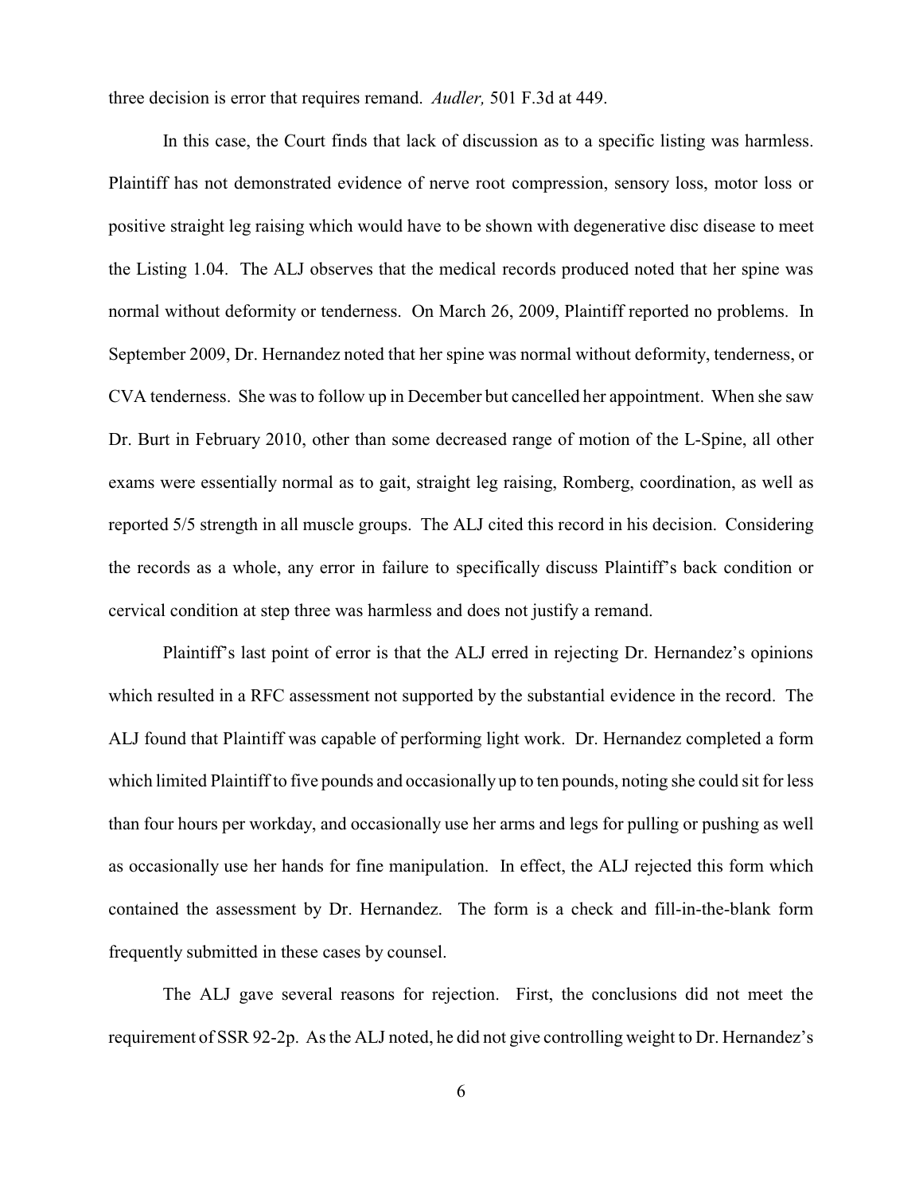three decision is error that requires remand. *Audler,* 501 F.3d at 449.

In this case, the Court finds that lack of discussion as to a specific listing was harmless. Plaintiff has not demonstrated evidence of nerve root compression, sensory loss, motor loss or positive straight leg raising which would have to be shown with degenerative disc disease to meet the Listing 1.04. The ALJ observes that the medical records produced noted that her spine was normal without deformity or tenderness. On March 26, 2009, Plaintiff reported no problems. In September 2009, Dr. Hernandez noted that her spine was normal without deformity, tenderness, or CVA tenderness. She was to follow up in December but cancelled her appointment. When she saw Dr. Burt in February 2010, other than some decreased range of motion of the L-Spine, all other exams were essentially normal as to gait, straight leg raising, Romberg, coordination, as well as reported 5/5 strength in all muscle groups. The ALJ cited this record in his decision. Considering the records as a whole, any error in failure to specifically discuss Plaintiff's back condition or cervical condition at step three was harmless and does not justify a remand.

Plaintiff's last point of error is that the ALJ erred in rejecting Dr. Hernandez's opinions which resulted in a RFC assessment not supported by the substantial evidence in the record. The ALJ found that Plaintiff was capable of performing light work. Dr. Hernandez completed a form which limited Plaintiff to five pounds and occasionally up to ten pounds, noting she could sit for less than four hours per workday, and occasionally use her arms and legs for pulling or pushing as well as occasionally use her hands for fine manipulation. In effect, the ALJ rejected this form which contained the assessment by Dr. Hernandez. The form is a check and fill-in-the-blank form frequently submitted in these cases by counsel.

The ALJ gave several reasons for rejection. First, the conclusions did not meet the requirement of SSR 92-2p. As the ALJ noted, he did not give controlling weight to Dr. Hernandez's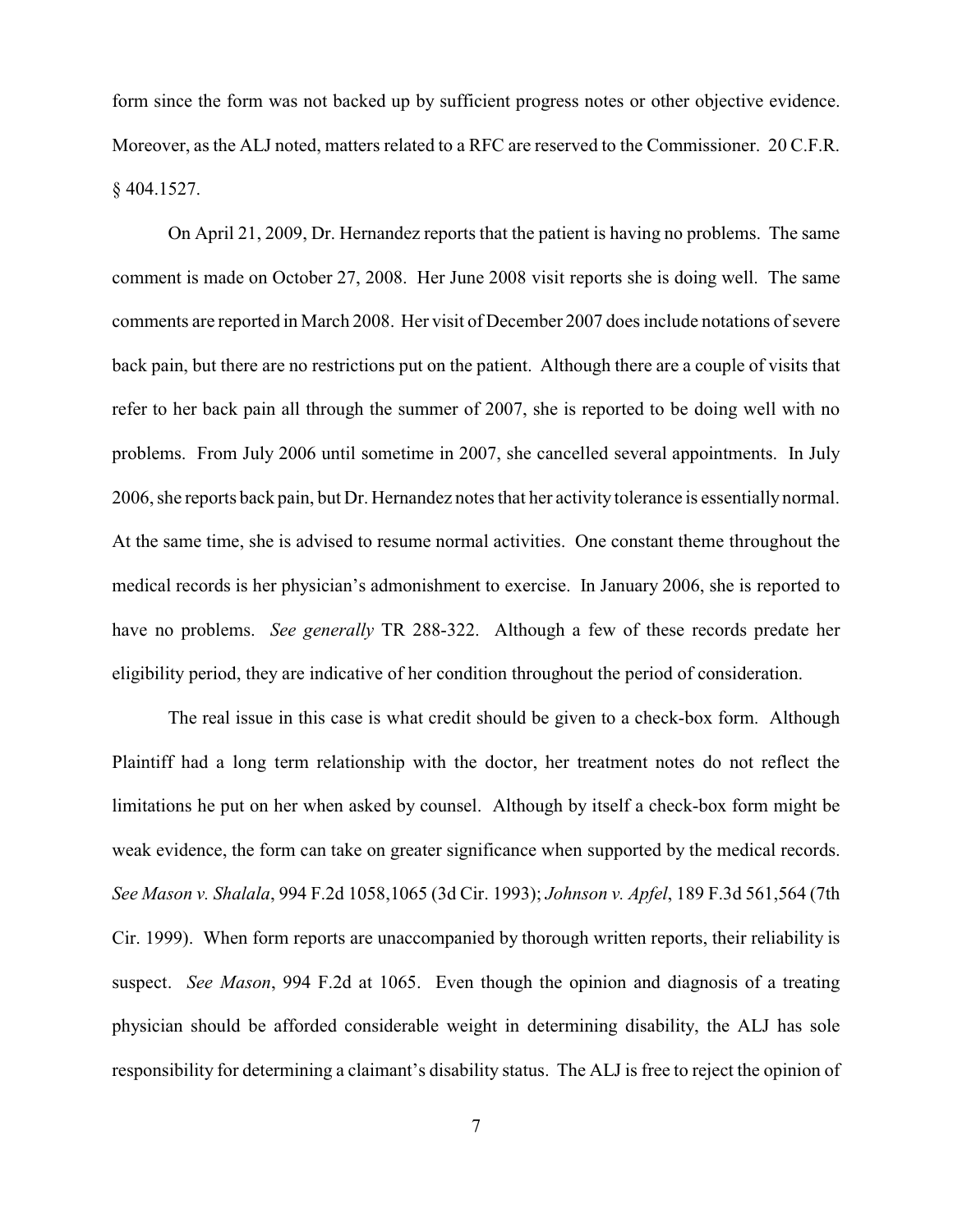form since the form was not backed up by sufficient progress notes or other objective evidence. Moreover, as the ALJ noted, matters related to a RFC are reserved to the Commissioner. 20 C.F.R. § 404.1527.

On April 21, 2009, Dr. Hernandez reports that the patient is having no problems. The same comment is made on October 27, 2008. Her June 2008 visit reports she is doing well. The same comments are reported in March 2008. Her visit of December 2007 does include notations of severe back pain, but there are no restrictions put on the patient. Although there are a couple of visits that refer to her back pain all through the summer of 2007, she is reported to be doing well with no problems. From July 2006 until sometime in 2007, she cancelled several appointments. In July 2006, she reports back pain, but Dr. Hernandez notes that her activity tolerance is essentially normal. At the same time, she is advised to resume normal activities. One constant theme throughout the medical records is her physician's admonishment to exercise. In January 2006, she is reported to have no problems. *See generally* TR 288-322. Although a few of these records predate her eligibility period, they are indicative of her condition throughout the period of consideration.

The real issue in this case is what credit should be given to a check-box form. Although Plaintiff had a long term relationship with the doctor, her treatment notes do not reflect the limitations he put on her when asked by counsel. Although by itself a check-box form might be weak evidence, the form can take on greater significance when supported by the medical records. *See Mason v. Shalala*, 994 F.2d 1058,1065 (3d Cir. 1993); *Johnson v. Apfel*, 189 F.3d 561,564 (7th Cir. 1999). When form reports are unaccompanied by thorough written reports, their reliability is suspect. *See Mason*, 994 F.2d at 1065. Even though the opinion and diagnosis of a treating physician should be afforded considerable weight in determining disability, the ALJ has sole responsibility for determining a claimant's disability status. The ALJ is free to reject the opinion of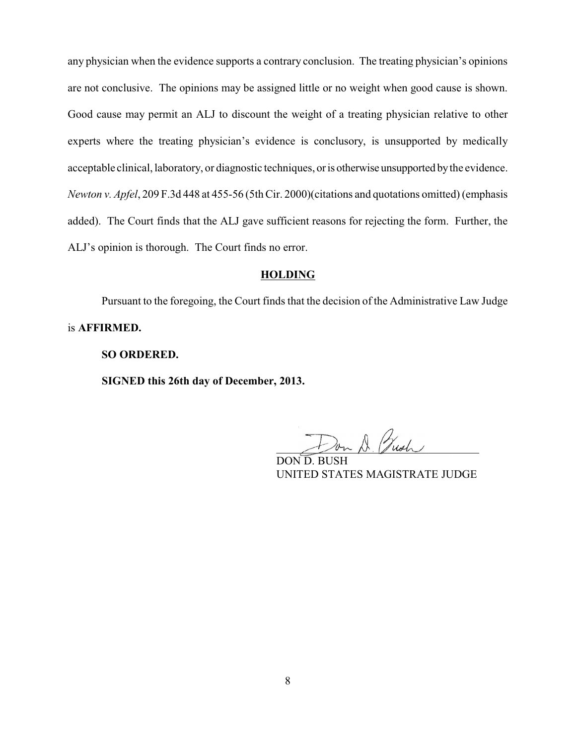any physician when the evidence supports a contrary conclusion. The treating physician's opinions are not conclusive. The opinions may be assigned little or no weight when good cause is shown. Good cause may permit an ALJ to discount the weight of a treating physician relative to other experts where the treating physician's evidence is conclusory, is unsupported by medically acceptable clinical, laboratory, or diagnostic techniques, or is otherwise unsupported by the evidence. *Newton v. Apfel*, 209 F.3d 448 at 455-56 (5th Cir. 2000)(citations and quotations omitted) (emphasis added). The Court finds that the ALJ gave sufficient reasons for rejecting the form. Further, the ALJ's opinion is thorough. The Court finds no error.

## HOLDING

Pursuant to the foregoing, the Court finds that the decision of the Administrative Law Judge is **AFFIRMED.**

**SO ORDERED.**

**SIGNED this 26th day of December, 2013.**

DON D. BUSH
UNITED STATES MAGISTRATE JUDGE